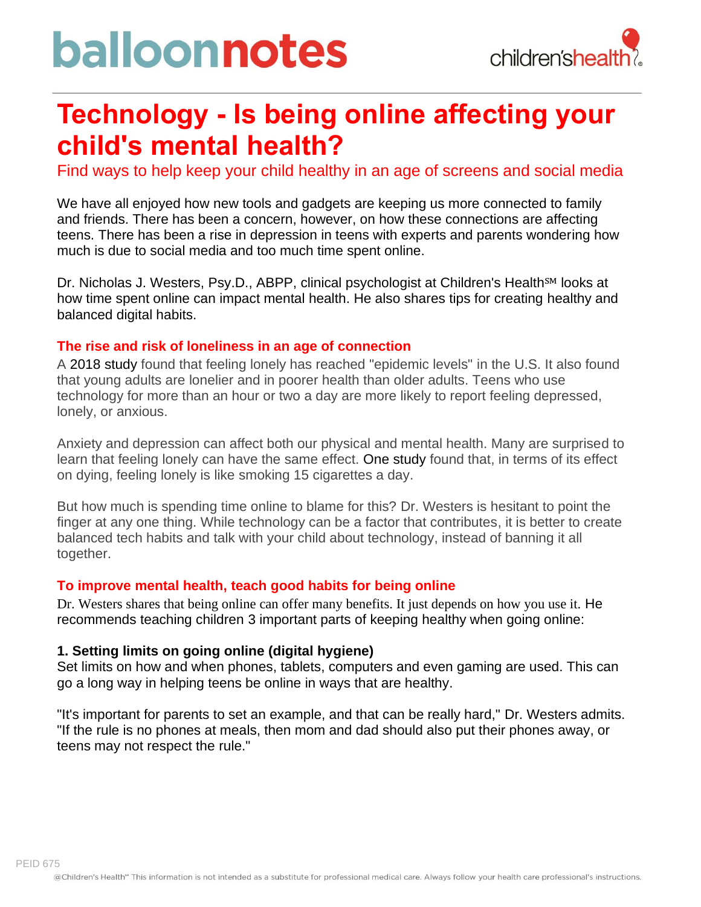# Technology - Is being online affecting your child's mental health?

Find ways to help keep your child healthy in an age of screens and social media

We have all enjoyed how new tools and gadgets are keeping us more connected to family and friends. There has been a concern, however, on how these connections are affecting teens. There has been a rise in depression in teens with experts and parents wondering how much is due to social media and too much time spent online.

Dr. Nicholas J. Westers, Psy.D., ABPP, clinical psychologist at Children's Health℠ looks at how time spent online can impact mental health. He also shares tips for creating healthy and balanced digital habits.

## The rise and risk of loneliness in an age of connection

A 2018 study found that feeling lonely has reached "epidemic levels" in the U.S. It also found that young adults are lonelier and in poorer health than older adults. Teens who use technology for more than an hour or two a day are more likely to report feeling depressed, lonely, or anxious.

Anxiety and depression can affect both our physical and mental health. Many are surprised to learn that feeling lonely can have the same effect. One study found that, in terms of its effect on dying, feeling lonely is like smoking 15 cigarettes a day.

But how much is spending time online to blame for this? Dr. Westers is hesitant to point the finger at any one thing. While technology can be a factor that contributes, it is better to create balanced tech habits and talk with your child about technology, instead of banning it all together.

## To improve mental health, teach good habits for being online

Dr. Westers shares that being online can offer many benefits. It just depends on how you use it. He recommends teaching children 3 important parts of keeping healthy when going online:

### 1. Setting limits on going online (digital hygiene)

Set limits on how and when phones, tablets, computers and even gaming are used. This can go a long way in helping teens be online in ways that are healthy.

"It's important for parents to set an example, and that can be really hard," Dr. Westers admits. "If the rule is no phones at meals, then mom and dad should also put their phones away, or teens may not respect the rule."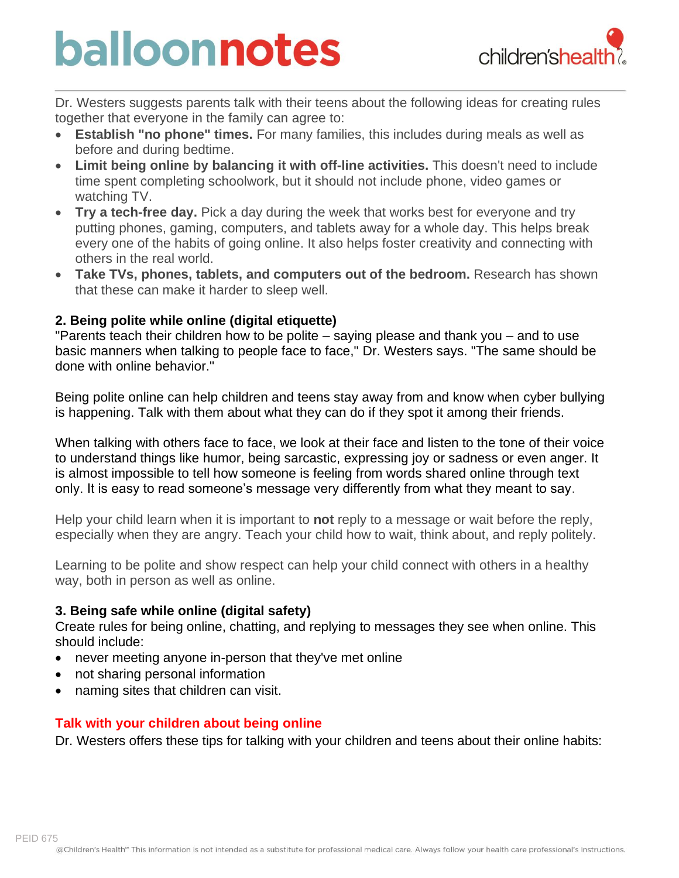Dr. Westers suggests parents talk with their teens about the following ideas for creating rules together that everyone in the family can agree to:

- **Establish "no phone" times.** For many families, this includes during meals as well as before and during bedtime.
- **Limit being online by balancing it with off-line activities.** This doesn't need to include time spent completing schoolwork, but it should not include phone, video games or watching TV.
- **Try a tech-free day.** Pick a day during the week that works best for everyone and try putting phones, gaming, computers, and tablets away for a whole day. This helps break every one of the habits of going online. It also helps foster creativity and connecting with others in the real world.
- **Take TVs, phones, tablets, and computers out of the bedroom.** Research has shown that these can make it harder to sleep well.

### 2. Being polite while online (digital etiquette)

"Parents teach their children how to be polite – saying please and thank you – and to use basic manners when talking to people face to face," Dr. Westers says. "The same should be done with online behavior."

Being polite online can help children and teens stay away from and know when cyber bullying is happening. Talk with them about what they can do if they spot it among their friends.

When talking with others face to face, we look at their face and listen to the tone of their voice to understand things like humor, being sarcastic, expressing joy or sadness or even anger. It is almost impossible to tell how someone is feeling from words shared online through text only. It is easy to read someone's message very differently from what they meant to say.

Help your child learn when it is important to **not** reply to a message or wait before the reply, especially when they are angry. Teach your child how to wait, think about, and reply politely.

Learning to be polite and show respect can help your child connect with others in a healthy way, both in person as well as online.

### 3. Being safe while online (digital safety)

Create rules for being online, chatting, and replying to messages they see when online. This should include:

- never meeting anyone in-person that they've met online
- not sharing personal information
- naming sites that children can visit.

## Talk with your children about being online

Dr. Westers offers these tips for talking with your children and teens about their online habits: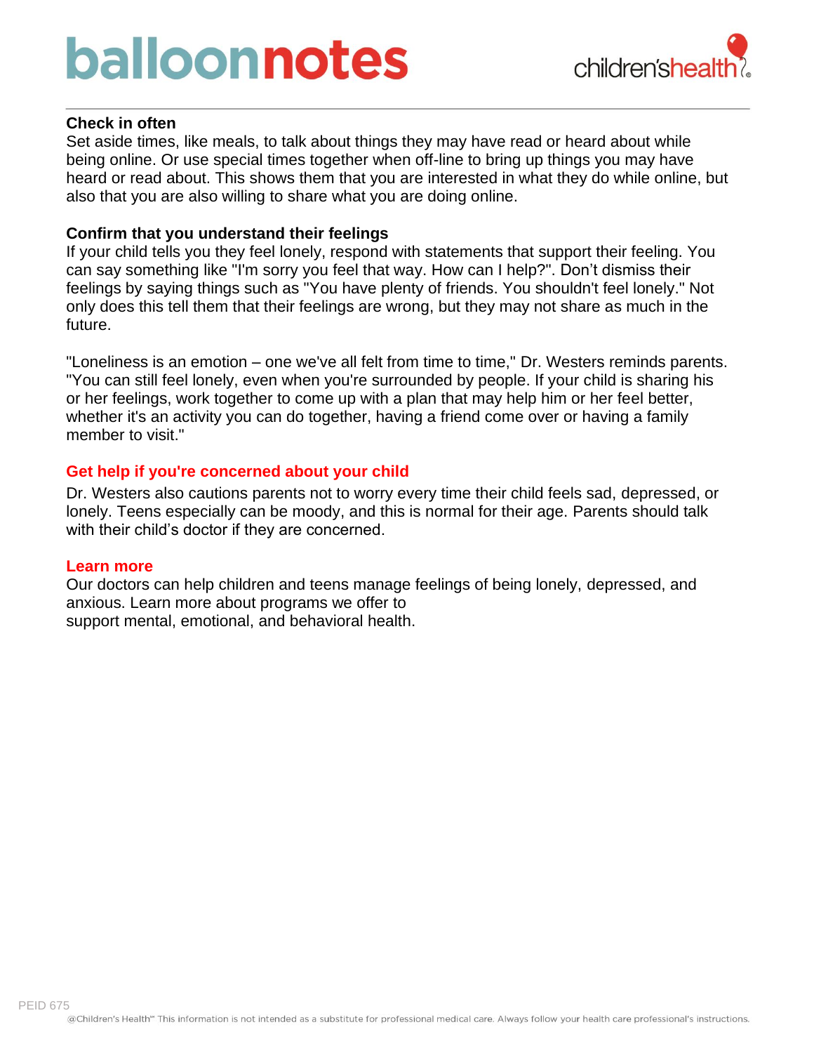**Check in often**

Set aside times, like meals, to talk about things they may have read or heard about while being online. Or use special times together when off-line to bring up things you may have heard or read about. This shows them that you are interested in what they do while online, but also that you are also willing to share what you are doing online.

**Confirm that you understand their feelings**

If your child tells you they feel lonely, respond with statements that support their feeling. You can say something like "I'm sorry you feel that way. How can I help?". Don't dismiss their feelings by saying things such as "You have plenty of friends. You shouldn't feel lonely." Not only does this tell them that their feelings are wrong, but they may not share as much in the future.

"Loneliness is an emotion – one we've all felt from time to time," Dr. Westers reminds parents. "You can still feel lonely, even when you're surrounded by people. If your child is sharing his or her feelings, work together to come up with a plan that may help him or her feel better, whether it's an activity you can do together, having a friend come over or having a family member to visit."

## Get help if you're concerned about your child

Dr. Westers also cautions parents not to worry every time their child feels sad, depressed, or lonely. Teens especially can be moody, and this is normal for their age. Parents should talk with their child's doctor if they are concerned.

## Learn more

Our doctors can help children and teens manage feelings of being lonely, depressed, and anxious. Learn more about programs we offer to support mental, emotional, and behavioral health.

PEID 675

@Children's Health℠ This information is not intended as a substitute for professional medical care. Always follow your health care professional's instructions.